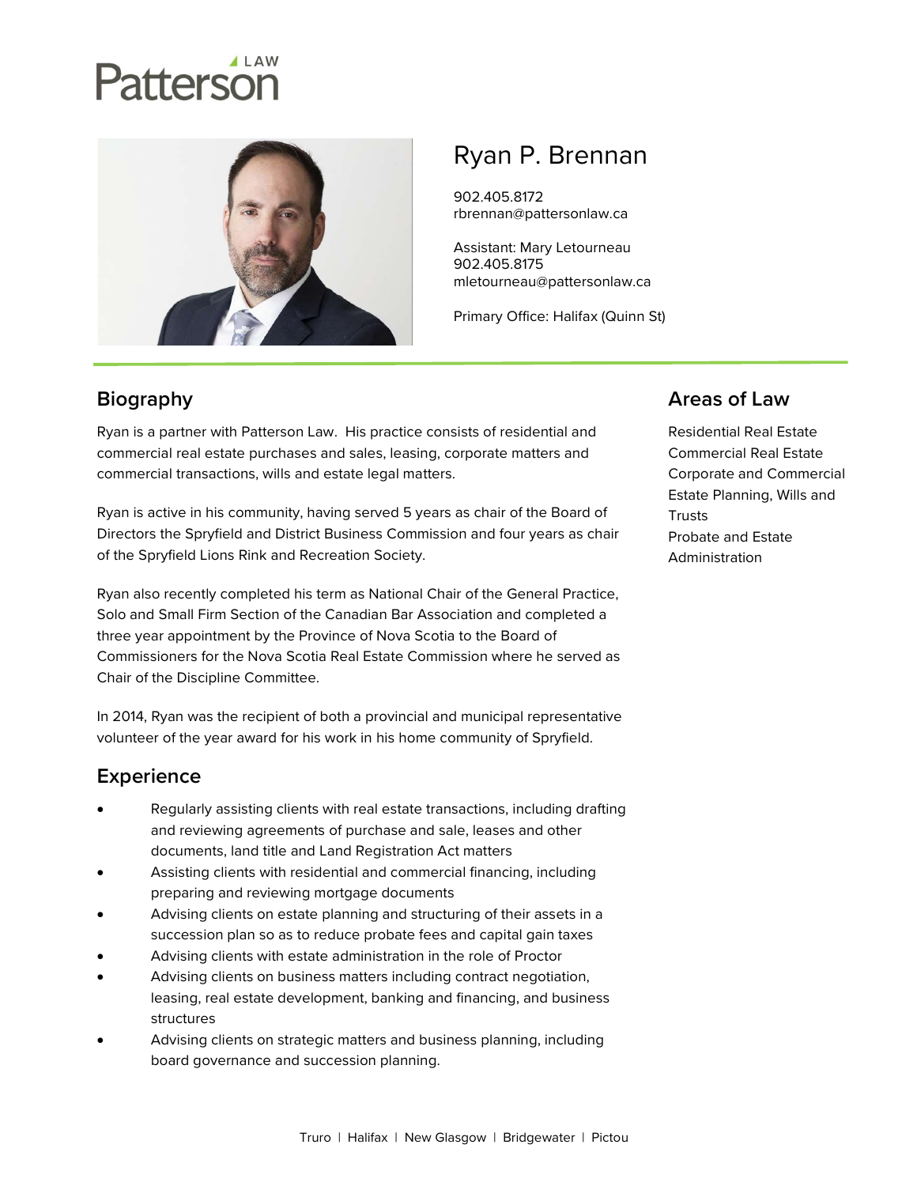# Ryan P. Brennan

902.405.8172
rbrennan@pattersonlaw.ca

Assistant: Mary Letourneau
902.405.8175
mletourneau@pattersonlaw.ca

Primary Office: Halifax (Quinn St)

## Biography

Ryan is a partner with Patterson Law. His practice consists of residential and commercial real estate purchases and sales, leasing, corporate matters and commercial transactions, wills and estate legal matters.

Ryan is active in his community, having served 5 years as chair of the Board of Directors the Spryfield and District Business Commission and four years as chair of the Spryfield Lions Rink and Recreation Society.

Ryan also recently completed his term as National Chair of the General Practice, Solo and Small Firm Section of the Canadian Bar Association and completed a three year appointment by the Province of Nova Scotia to the Board of Commissioners for the Nova Scotia Real Estate Commission where he served as Chair of the Discipline Committee.

In 2014, Ryan was the recipient of both a provincial and municipal representative volunteer of the year award for his work in his home community of Spryfield.

## Experience

- Regularly assisting clients with real estate transactions, including drafting and reviewing agreements of purchase and sale, leases and other documents, land title and Land Registration Act matters
- Assisting clients with residential and commercial financing, including preparing and reviewing mortgage documents
- Advising clients on estate planning and structuring of their assets in a succession plan so as to reduce probate fees and capital gain taxes
- Advising clients with estate administration in the role of Proctor
- Advising clients on business matters including contract negotiation, leasing, real estate development, banking and financing, and business structures
- Advising clients on strategic matters and business planning, including board governance and succession planning.

## Areas of Law

Residential Real Estate
Commercial Real Estate
Corporate and Commercial
Estate Planning, Wills and Trusts
Probate and Estate Administration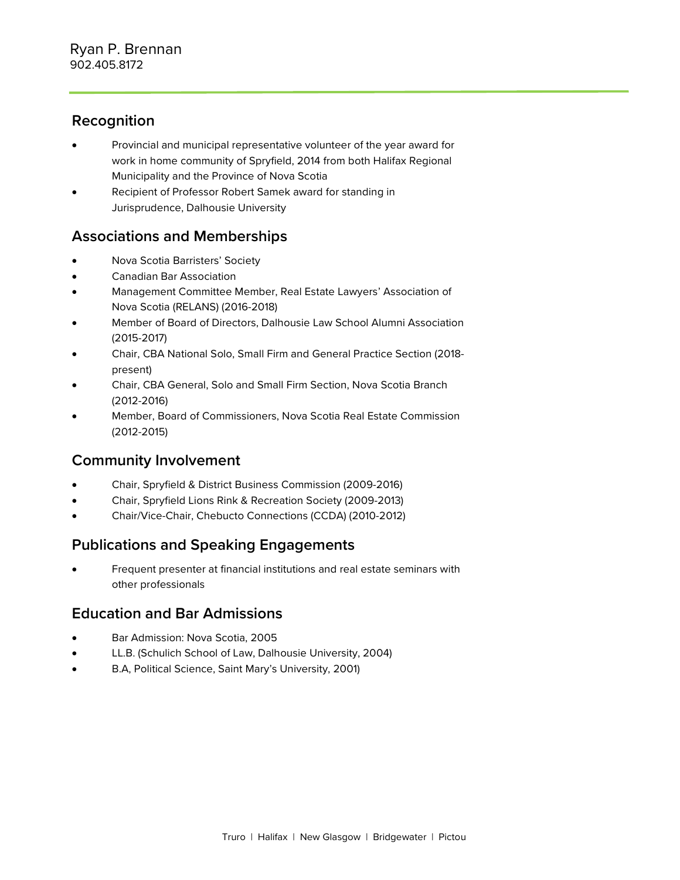Ryan P. Brennan
902.405.8172

## Recognition

- Provincial and municipal representative volunteer of the year award for work in home community of Spryfield, 2014 from both Halifax Regional Municipality and the Province of Nova Scotia
- Recipient of Professor Robert Samek award for standing in Jurisprudence, Dalhousie University

## Associations and Memberships

- Nova Scotia Barristers' Society
- Canadian Bar Association
- Management Committee Member, Real Estate Lawyers' Association of Nova Scotia (RELANS) (2016-2018)
- Member of Board of Directors, Dalhousie Law School Alumni Association (2015-2017)
- Chair, CBA National Solo, Small Firm and General Practice Section (2018-present)
- Chair, CBA General, Solo and Small Firm Section, Nova Scotia Branch (2012-2016)
- Member, Board of Commissioners, Nova Scotia Real Estate Commission (2012-2015)

## Community Involvement

- Chair, Spryfield & District Business Commission (2009-2016)
- Chair, Spryfield Lions Rink & Recreation Society (2009-2013)
- Chair/Vice-Chair, Chebucto Connections (CCDA) (2010-2012)

## Publications and Speaking Engagements

- Frequent presenter at financial institutions and real estate seminars with other professionals

## Education and Bar Admissions

- Bar Admission: Nova Scotia, 2005
- LL.B. (Schulich School of Law, Dalhousie University, 2004)
- B.A, Political Science, Saint Mary's University, 2001)